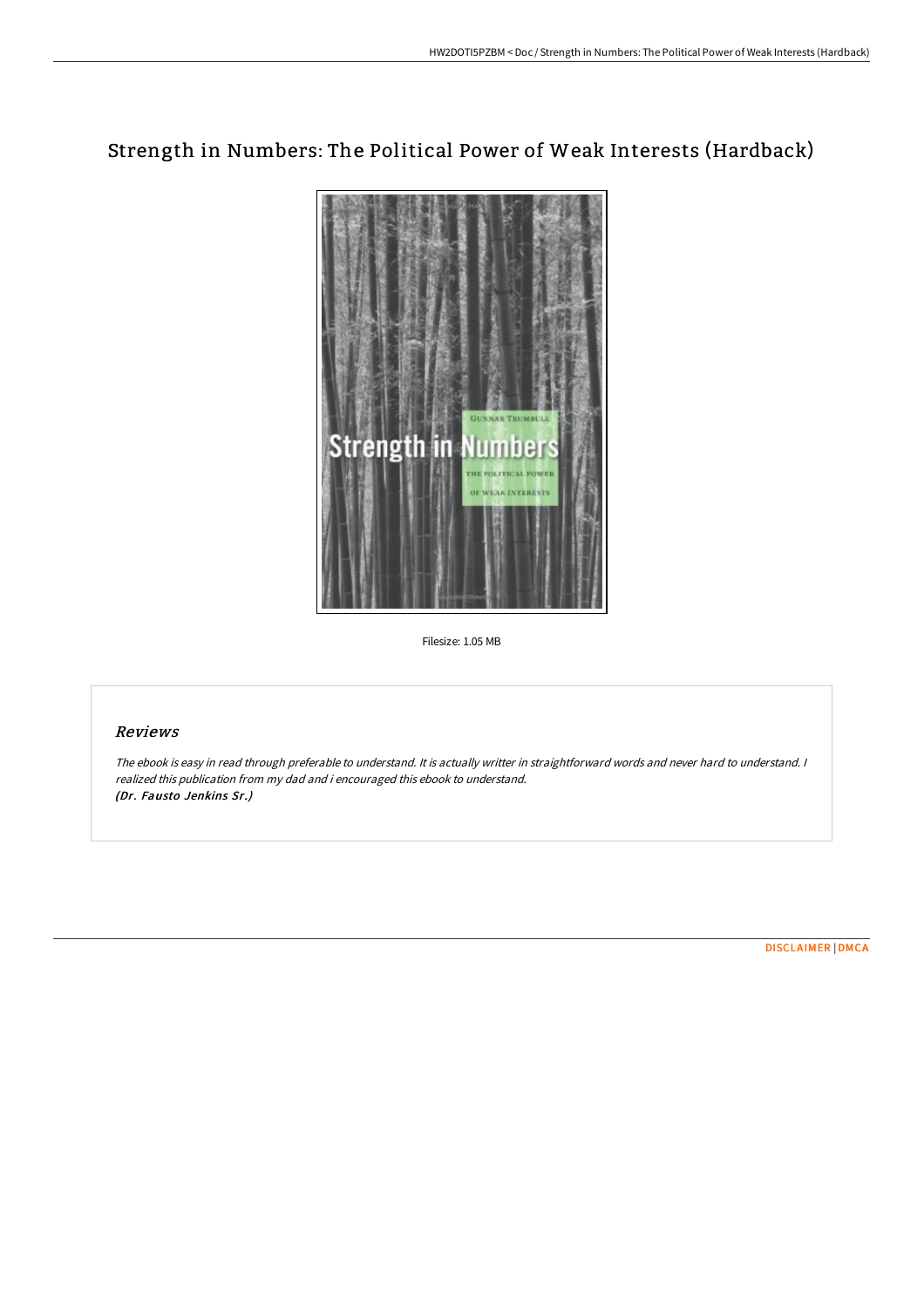# Strength in Numbers: The Political Power of Weak Interests (Hardback)

Filesize: 1.05 MB

## *Reviews*

*The ebook is easy in read through preferable to understand. It is actually writter in straightforward words and never hard to understand. I realized this publication from my dad and i encouraged this ebook to understand.*
***(Dr. Fausto Jenkins Sr.)***

DISCLAIMER | DMCA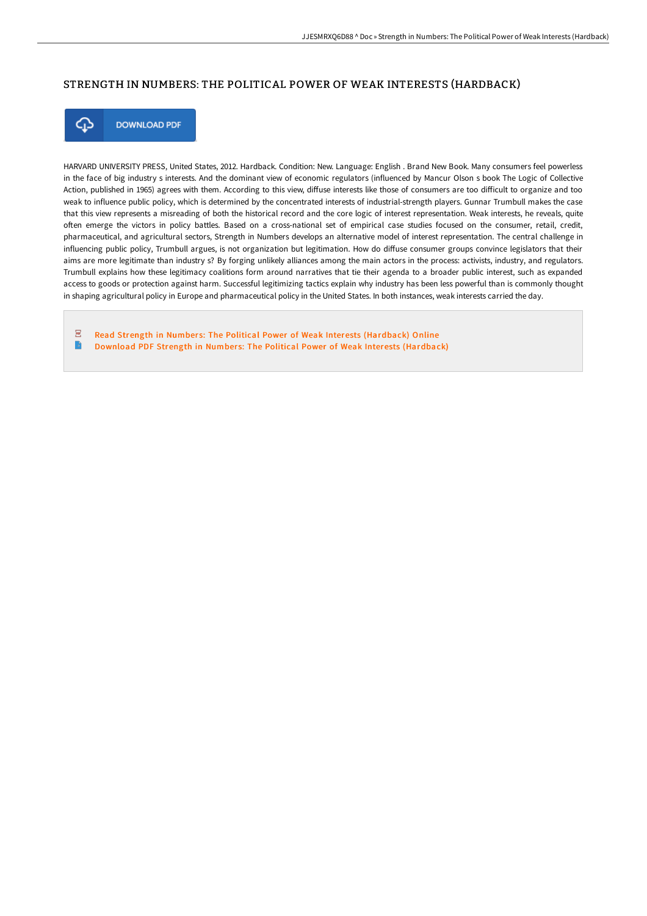## STRENGTH IN NUMBERS: THE POLITICAL POWER OF WEAK INTERESTS (HARDBACK)

DOWNLOAD PDF

HARVARD UNIVERSITY PRESS, United States, 2012. Hardback. Condition: New. Language: English . Brand New Book. Many consumers feel powerless in the face of big industry s interests. And the dominant view of economic regulators (influenced by Mancur Olson s book The Logic of Collective Action, published in 1965) agrees with them. According to this view, diffuse interests like those of consumers are too difficult to organize and too weak to influence public policy, which is determined by the concentrated interests of industrial-strength players. Gunnar Trumbull makes the case that this view represents a misreading of both the historical record and the core logic of interest representation. Weak interests, he reveals, quite often emerge the victors in policy battles. Based on a cross-national set of empirical case studies focused on the consumer, retail, credit, pharmaceutical, and agricultural sectors, Strength in Numbers develops an alternative model of interest representation. The central challenge in influencing public policy, Trumbull argues, is not organization but legitimation. How do diffuse consumer groups convince legislators that their aims are more legitimate than industry s? By forging unlikely alliances among the main actors in the process: activists, industry, and regulators. Trumbull explains how these legitimacy coalitions form around narratives that tie their agenda to a broader public interest, such as expanded access to goods or protection against harm. Successful legitimizing tactics explain why industry has been less powerful than is commonly thought in shaping agricultural policy in Europe and pharmaceutical policy in the United States. In both instances, weak interests carried the day.

- Read Strength in Numbers: The Political Power of Weak Interests (Hardback) Online
- Download PDF Strength in Numbers: The Political Power of Weak Interests (Hardback)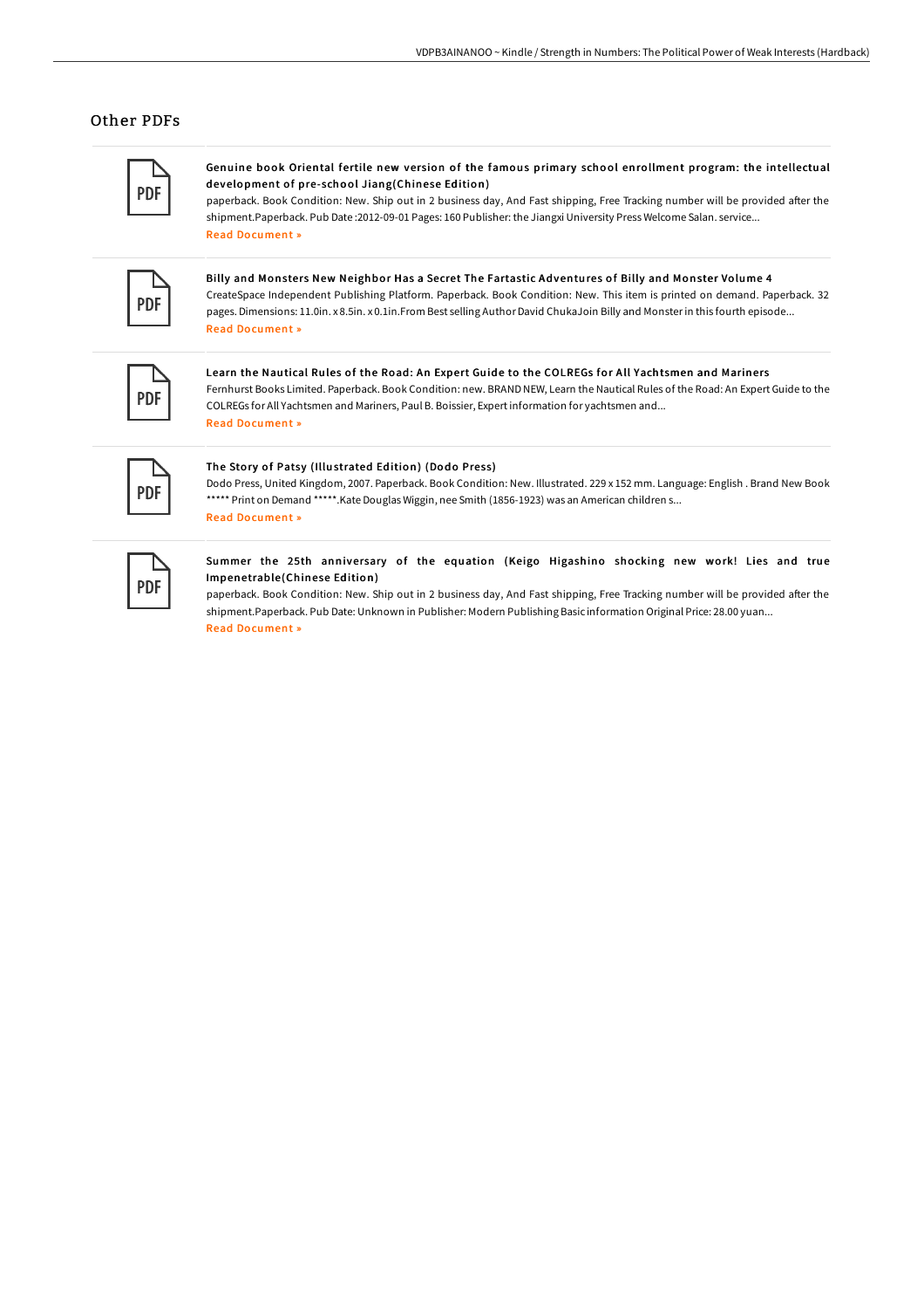## Other PDFs

**Genuine book Oriental fertile new version of the famous primary school enrollment program: the intellectual development of pre-school Jiang(Chinese Edition)**

paperback. Book Condition: New. Ship out in 2 business day, And Fast shipping, Free Tracking number will be provided after the shipment.Paperback. Pub Date :2012-09-01 Pages: 160 Publisher: the Jiangxi University Press Welcome Salan. service...

Read Document »

**Billy and Monsters New Neighbor Has a Secret The Fartastic Adventures of Billy and Monster Volume 4**

CreateSpace Independent Publishing Platform. Paperback. Book Condition: New. This item is printed on demand. Paperback. 32 pages. Dimensions: 11.0in. x 8.5in. x 0.1in.From Best selling Author David ChukaJoin Billy and Monster in this fourth episode...

Read Document »

**Learn the Nautical Rules of the Road: An Expert Guide to the COLREGs for All Yachtsmen and Mariners**

Fernhurst Books Limited. Paperback. Book Condition: new. BRAND NEW, Learn the Nautical Rules of the Road: An Expert Guide to the COLREGs for All Yachtsmen and Mariners, Paul B. Boissier, Expert information for yachtsmen and...

Read Document »

**The Story of Patsy (Illustrated Edition) (Dodo Press)**

Dodo Press, United Kingdom, 2007. Paperback. Book Condition: New. Illustrated. 229 x 152 mm. Language: English . Brand New Book ***** Print on Demand *****.Kate Douglas Wiggin, nee Smith (1856-1923) was an American children s...

Read Document »

**Summer the 25th anniversary of the equation (Keigo Higashino shocking new work! Lies and true Impenetrable(Chinese Edition)**

paperback. Book Condition: New. Ship out in 2 business day, And Fast shipping, Free Tracking number will be provided after the shipment.Paperback. Pub Date: Unknown in Publisher: Modern Publishing Basic information Original Price: 28.00 yuan...

Read Document »